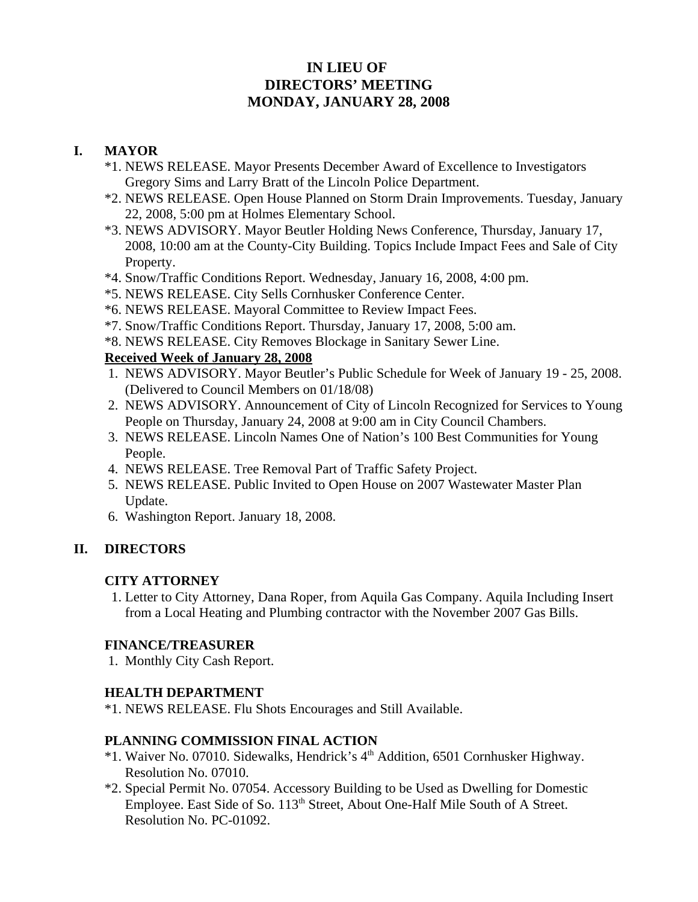# IN LIEU OF DIRECTORS' MEETING MONDAY, JANUARY 28, 2008

## I. MAYOR

*1. NEWS RELEASE. Mayor Presents December Award of Excellence to Investigators Gregory Sims and Larry Bratt of the Lincoln Police Department.

*2. NEWS RELEASE. Open House Planned on Storm Drain Improvements. Tuesday, January 22, 2008, 5:00 pm at Holmes Elementary School.

*3. NEWS ADVISORY. Mayor Beutler Holding News Conference, Thursday, January 17, 2008, 10:00 am at the County-City Building. Topics Include Impact Fees and Sale of City Property.

*4. Snow/Traffic Conditions Report. Wednesday, January 16, 2008, 4:00 pm.

*5. NEWS RELEASE. City Sells Cornhusker Conference Center.

*6. NEWS RELEASE. Mayoral Committee to Review Impact Fees.

*7. Snow/Traffic Conditions Report. Thursday, January 17, 2008, 5:00 am.

*8. NEWS RELEASE. City Removes Blockage in Sanitary Sewer Line.

**<u>Received Week of January 28, 2008</u>**

1. NEWS ADVISORY. Mayor Beutler's Public Schedule for Week of January 19 - 25, 2008. (Delivered to Council Members on 01/18/08)
2. NEWS ADVISORY. Announcement of City of Lincoln Recognized for Services to Young People on Thursday, January 24, 2008 at 9:00 am in City Council Chambers.
3. NEWS RELEASE. Lincoln Names One of Nation's 100 Best Communities for Young People.
4. NEWS RELEASE. Tree Removal Part of Traffic Safety Project.
5. NEWS RELEASE. Public Invited to Open House on 2007 Wastewater Master Plan Update.
6. Washington Report. January 18, 2008.

## II. DIRECTORS

### CITY ATTORNEY

1. Letter to City Attorney, Dana Roper, from Aquila Gas Company. Aquila Including Insert from a Local Heating and Plumbing contractor with the November 2007 Gas Bills.

### FINANCE/TREASURER

1. Monthly City Cash Report.

### HEALTH DEPARTMENT

*1. NEWS RELEASE. Flu Shots Encourages and Still Available.

### PLANNING COMMISSION FINAL ACTION

*1. Waiver No. 07010. Sidewalks, Hendrick's 4th Addition, 6501 Cornhusker Highway. Resolution No. 07010.

*2. Special Permit No. 07054. Accessory Building to be Used as Dwelling for Domestic Employee. East Side of So. 113th Street, About One-Half Mile South of A Street. Resolution No. PC-01092.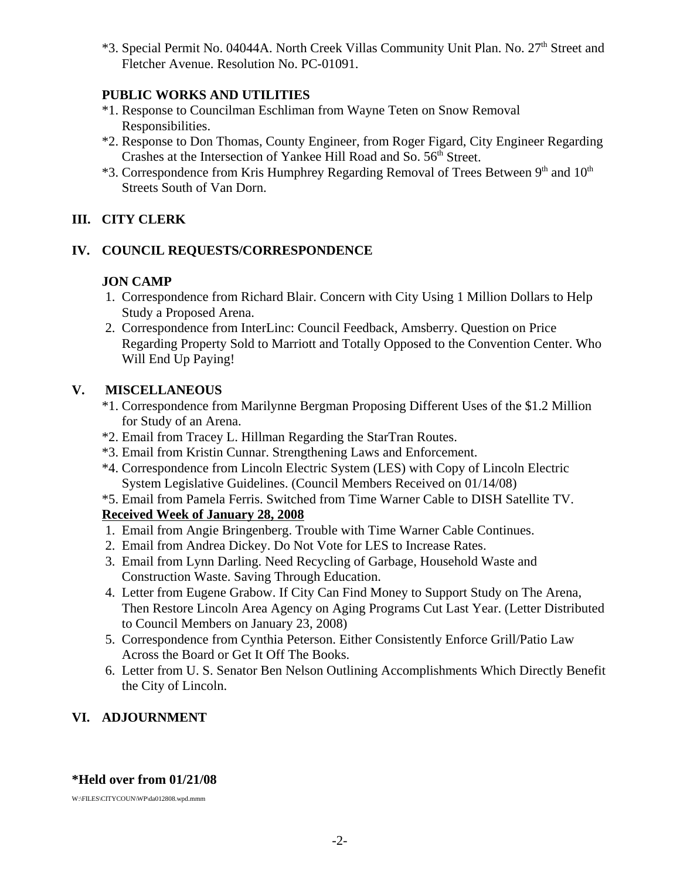*3. Special Permit No. 04044A. North Creek Villas Community Unit Plan. No. 27th Street and Fletcher Avenue. Resolution No. PC-01091.

**PUBLIC WORKS AND UTILITIES**

*1. Response to Councilman Eschliman from Wayne Teten on Snow Removal Responsibilities.

*2. Response to Don Thomas, County Engineer, from Roger Figard, City Engineer Regarding Crashes at the Intersection of Yankee Hill Road and So. 56th Street.

*3. Correspondence from Kris Humphrey Regarding Removal of Trees Between 9th and 10th Streets South of Van Dorn.

## III. CITY CLERK

## IV. COUNCIL REQUESTS/CORRESPONDENCE

**JON CAMP**

1. Correspondence from Richard Blair. Concern with City Using 1 Million Dollars to Help Study a Proposed Arena.
2. Correspondence from InterLinc: Council Feedback, Amsberry. Question on Price Regarding Property Sold to Marriott and Totally Opposed to the Convention Center. Who Will End Up Paying!

## V. MISCELLANEOUS

*1. Correspondence from Marilynne Bergman Proposing Different Uses of the $1.2 Million for Study of an Arena.

*2. Email from Tracey L. Hillman Regarding the StarTran Routes.

*3. Email from Kristin Cunnar. Strengthening Laws and Enforcement.

*4. Correspondence from Lincoln Electric System (LES) with Copy of Lincoln Electric System Legislative Guidelines. (Council Members Received on 01/14/08)

*5. Email from Pamela Ferris. Switched from Time Warner Cable to DISH Satellite TV.

**<u>Received Week of January 28, 2008</u>**

1. Email from Angie Bringenberg. Trouble with Time Warner Cable Continues.
2. Email from Andrea Dickey. Do Not Vote for LES to Increase Rates.
3. Email from Lynn Darling. Need Recycling of Garbage, Household Waste and Construction Waste. Saving Through Education.
4. Letter from Eugene Grabow. If City Can Find Money to Support Study on The Arena, Then Restore Lincoln Area Agency on Aging Programs Cut Last Year. (Letter Distributed to Council Members on January 23, 2008)
5. Correspondence from Cynthia Peterson. Either Consistently Enforce Grill/Patio Law Across the Board or Get It Off The Books.
6. Letter from U. S. Senator Ben Nelson Outlining Accomplishments Which Directly Benefit the City of Lincoln.

## VI. ADJOURNMENT

**\*Held over from 01/21/08**

W:\FILES\CITYCOUN\WP\da012808.wpd.mmm